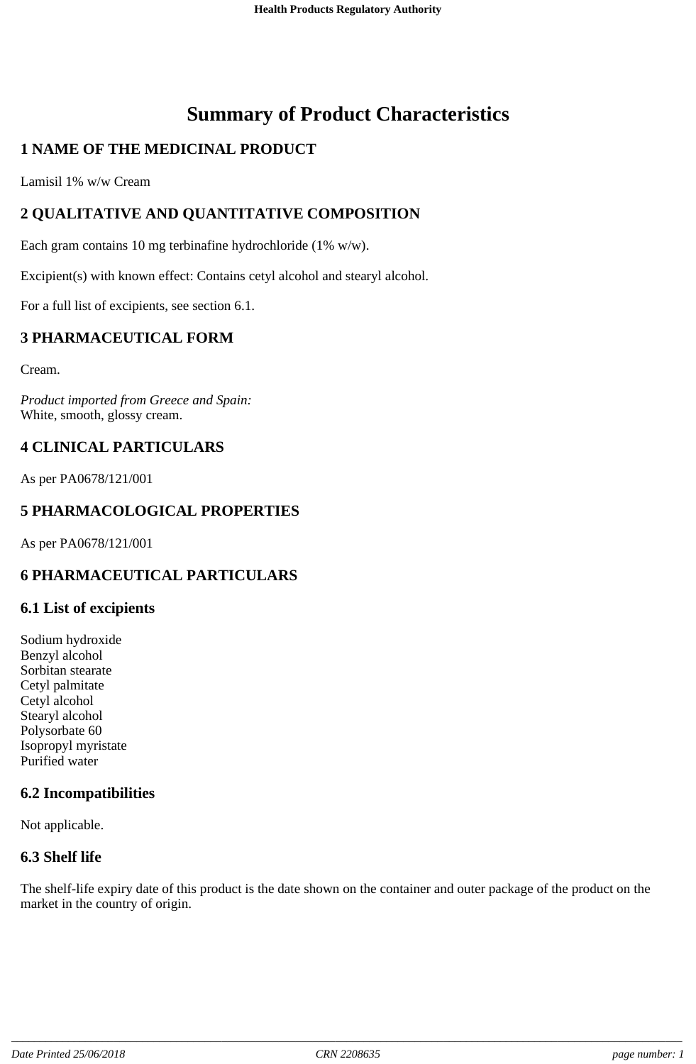# Summary of Product Characteristics

## 1 NAME OF THE MEDICINAL PRODUCT

Lamisil 1% w/w Cream

## 2 QUALITATIVE AND QUANTITATIVE COMPOSITION

Each gram contains 10 mg terbinafine hydrochloride (1% w/w).

Excipient(s) with known effect: Contains cetyl alcohol and stearyl alcohol.

For a full list of excipients, see section 6.1.

## 3 PHARMACEUTICAL FORM

Cream.

*Product imported from Greece and Spain:*
White, smooth, glossy cream.

## 4 CLINICAL PARTICULARS

As per PA0678/121/001

## 5 PHARMACOLOGICAL PROPERTIES

As per PA0678/121/001

## 6 PHARMACEUTICAL PARTICULARS

### 6.1 List of excipients

Sodium hydroxide
Benzyl alcohol
Sorbitan stearate
Cetyl palmitate
Cetyl alcohol
Stearyl alcohol
Polysorbate 60
Isopropyl myristate
Purified water

### 6.2 Incompatibilities

Not applicable.

### 6.3 Shelf life

The shelf-life expiry date of this product is the date shown on the container and outer package of the product on the market in the country of origin.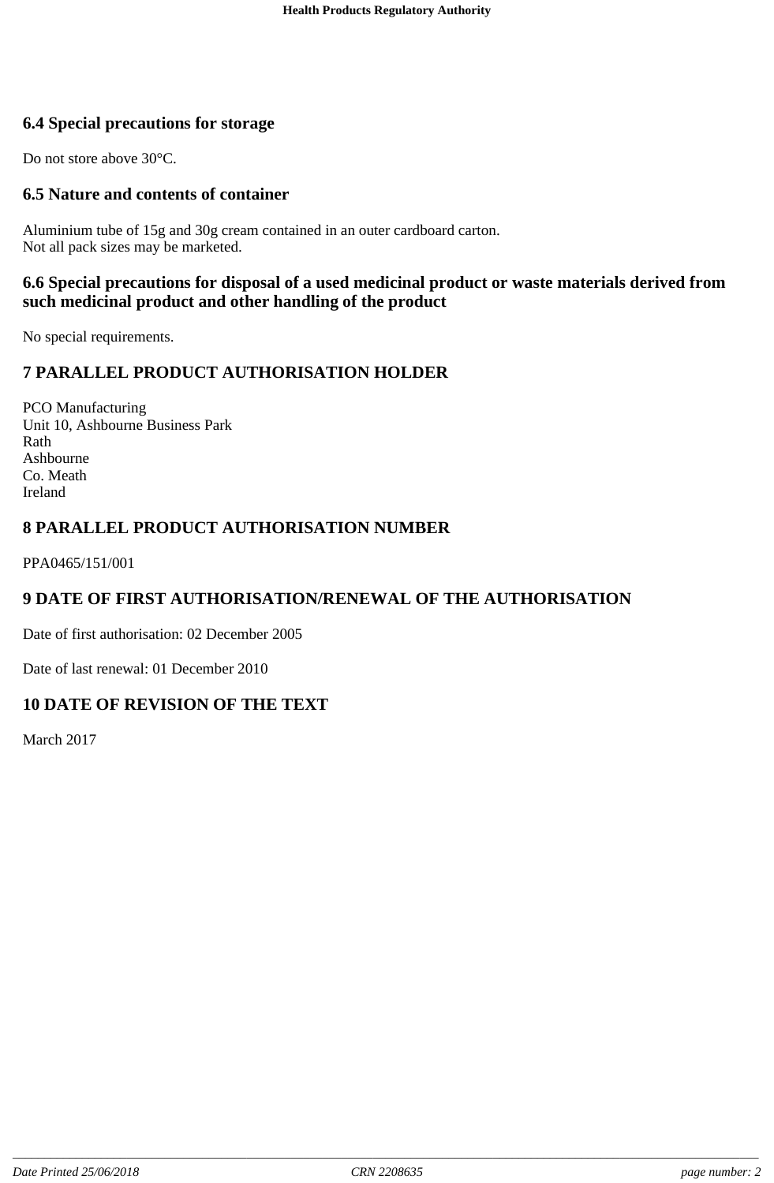## 6.4 Special precautions for storage

Do not store above 30°C.

## 6.5 Nature and contents of container

Aluminium tube of 15g and 30g cream contained in an outer cardboard carton.
Not all pack sizes may be marketed.

## 6.6 Special precautions for disposal of a used medicinal product or waste materials derived from such medicinal product and other handling of the product

No special requirements.

# 7 PARALLEL PRODUCT AUTHORISATION HOLDER

PCO Manufacturing
Unit 10, Ashbourne Business Park
Rath
Ashbourne
Co. Meath
Ireland

# 8 PARALLEL PRODUCT AUTHORISATION NUMBER

PPA0465/151/001

# 9 DATE OF FIRST AUTHORISATION/RENEWAL OF THE AUTHORISATION

Date of first authorisation: 02 December 2005

Date of last renewal: 01 December 2010

# 10 DATE OF REVISION OF THE TEXT

March 2017